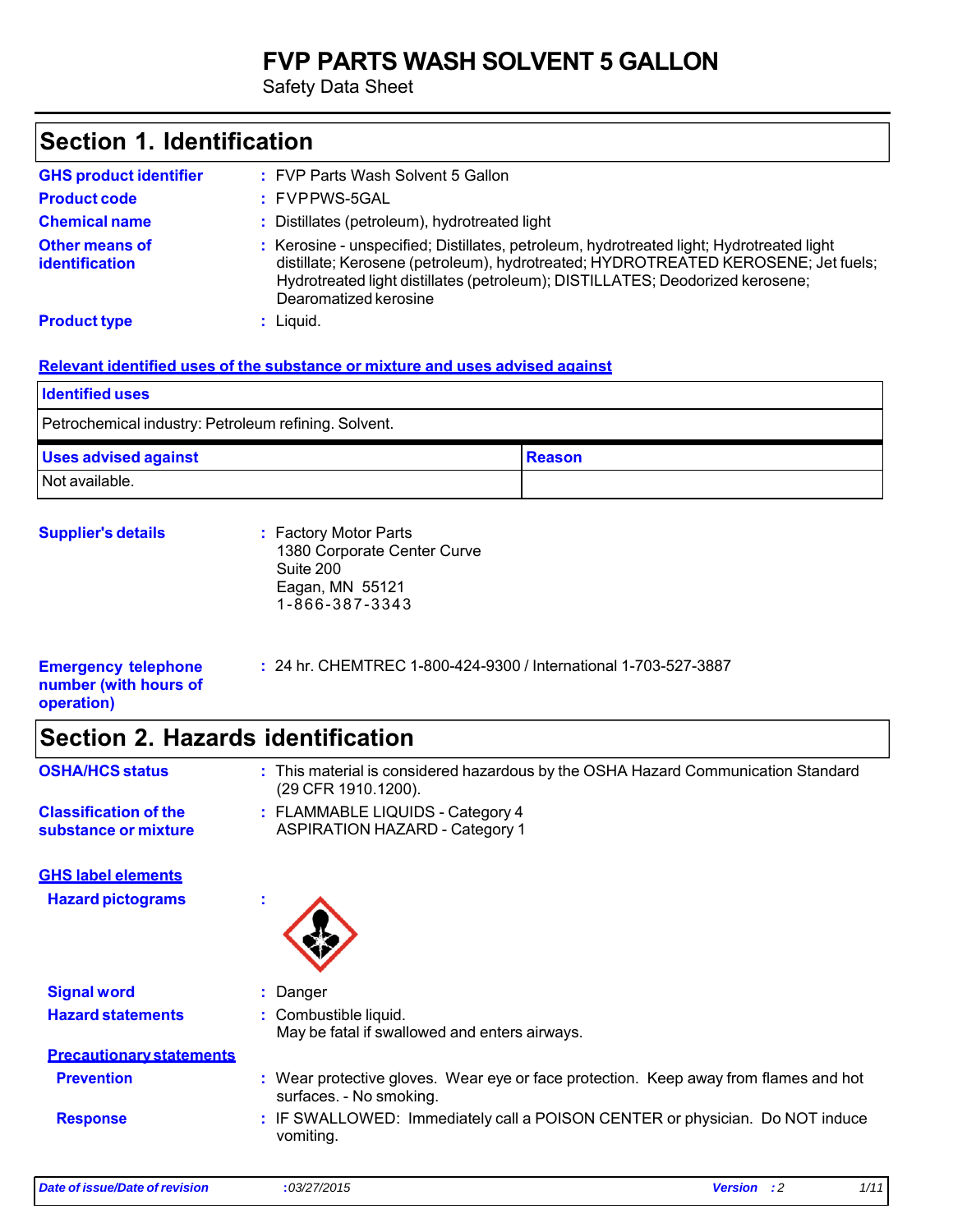# FVP PARTS WASH SOLVENT 5 GALLON

Safety Data Sheet

## Section 1. Identification

**GHS product identifier** : FVP Parts Wash Solvent 5 Gallon

**Product code** : FVPPWS-5GAL

**Chemical name** : Distillates (petroleum), hydrotreated light

**Other means of identification** : Kerosine - unspecified; Distillates, petroleum, hydrotreated light; Hydrotreated light distillate; Kerosene (petroleum), hydrotreated; HYDROTREATED KEROSENE; Jet fuels; Hydrotreated light distillates (petroleum); DISTILLATES; Deodorized kerosene; Dearomatized kerosine

**Product type** : Liquid.

**Relevant identified uses of the substance or mixture and uses advised against**

| Identified uses | |
|---|---|
| Petrochemical industry: Petroleum refining. Solvent. | |
| **Uses advised against** | **Reason** |
| Not available. | |

**Supplier's details** : Factory Motor Parts
1380 Corporate Center Curve
Suite 200
Eagan, MN 55121
1-866-387-3343

**Emergency telephone number (with hours of operation)** : 24 hr. CHEMTREC 1-800-424-9300 / International 1-703-527-3887

## Section 2. Hazards identification

**OSHA/HCS status** : This material is considered hazardous by the OSHA Hazard Communication Standard (29 CFR 1910.1200).

**Classification of the substance or mixture** : FLAMMABLE LIQUIDS - Category 4
ASPIRATION HAZARD - Category 1

**GHS label elements**

**Hazard pictograms** :

**Signal word** : Danger

**Hazard statements** : Combustible liquid.
May be fatal if swallowed and enters airways.

**Precautionary statements**

**Prevention** : Wear protective gloves. Wear eye or face protection. Keep away from flames and hot surfaces. - No smoking.

**Response** : IF SWALLOWED: Immediately call a POISON CENTER or physician. Do NOT induce vomiting.

*Date of issue/Date of revision* : 03/27/2015 *Version* : 2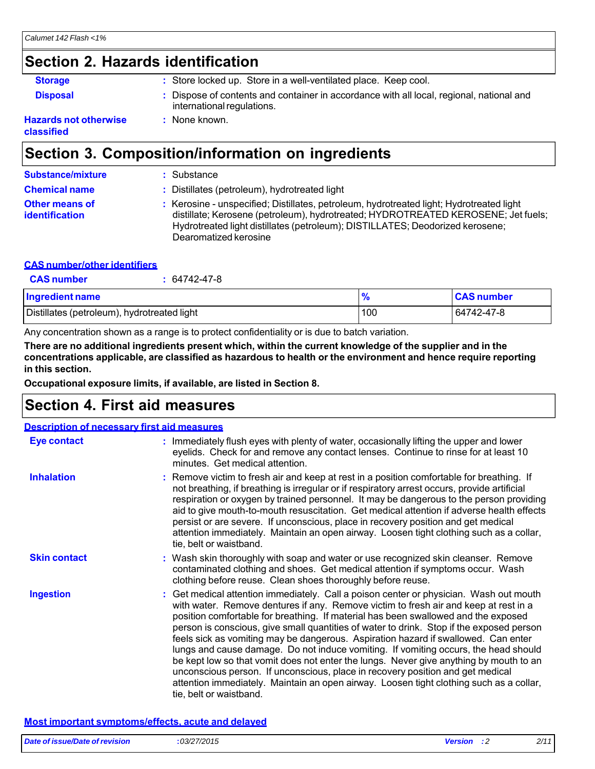## Section 2. Hazards identification

**Storage** : Store locked up. Store in a well-ventilated place. Keep cool.

**Disposal** : Dispose of contents and container in accordance with all local, regional, national and international regulations.

**Hazards not otherwise classified** : None known.

## Section 3. Composition/information on ingredients

**Substance/mixture** : Substance

**Chemical name** : Distillates (petroleum), hydrotreated light

**Other means of identification** : Kerosine - unspecified; Distillates, petroleum, hydrotreated light; Hydrotreated light distillate; Kerosene (petroleum), hydrotreated; HYDROTREATED KEROSENE; Jet fuels; Hydrotreated light distillates (petroleum); DISTILLATES; Deodorized kerosene; Dearomatized kerosine

**CAS number/other identifiers**

**CAS number** : 64742-47-8

| Ingredient name | % | CAS number |
| --- | --- | --- |
| Distillates (petroleum), hydrotreated light | 100 | 64742-47-8 |

Any concentration shown as a range is to protect confidentiality or is due to batch variation.

**There are no additional ingredients present which, within the current knowledge of the supplier and in the concentrations applicable, are classified as hazardous to health or the environment and hence require reporting in this section.**

**Occupational exposure limits, if available, are listed in Section 8.**

## Section 4. First aid measures

**Description of necessary first aid measures**

**Eye contact** : Immediately flush eyes with plenty of water, occasionally lifting the upper and lower eyelids. Check for and remove any contact lenses. Continue to rinse for at least 10 minutes. Get medical attention.

**Inhalation** : Remove victim to fresh air and keep at rest in a position comfortable for breathing. If not breathing, if breathing is irregular or if respiratory arrest occurs, provide artificial respiration or oxygen by trained personnel. It may be dangerous to the person providing aid to give mouth-to-mouth resuscitation. Get medical attention if adverse health effects persist or are severe. If unconscious, place in recovery position and get medical attention immediately. Maintain an open airway. Loosen tight clothing such as a collar, tie, belt or waistband.

**Skin contact** : Wash skin thoroughly with soap and water or use recognized skin cleanser. Remove contaminated clothing and shoes. Get medical attention if symptoms occur. Wash clothing before reuse. Clean shoes thoroughly before reuse.

**Ingestion** : Get medical attention immediately. Call a poison center or physician. Wash out mouth with water. Remove dentures if any. Remove victim to fresh air and keep at rest in a position comfortable for breathing. If material has been swallowed and the exposed person is conscious, give small quantities of water to drink. Stop if the exposed person feels sick as vomiting may be dangerous. Aspiration hazard if swallowed. Can enter lungs and cause damage. Do not induce vomiting. If vomiting occurs, the head should be kept low so that vomit does not enter the lungs. Never give anything by mouth to an unconscious person. If unconscious, place in recovery position and get medical attention immediately. Maintain an open airway. Loosen tight clothing such as a collar, tie, belt or waistband.

**Most important symptoms/effects, acute and delayed**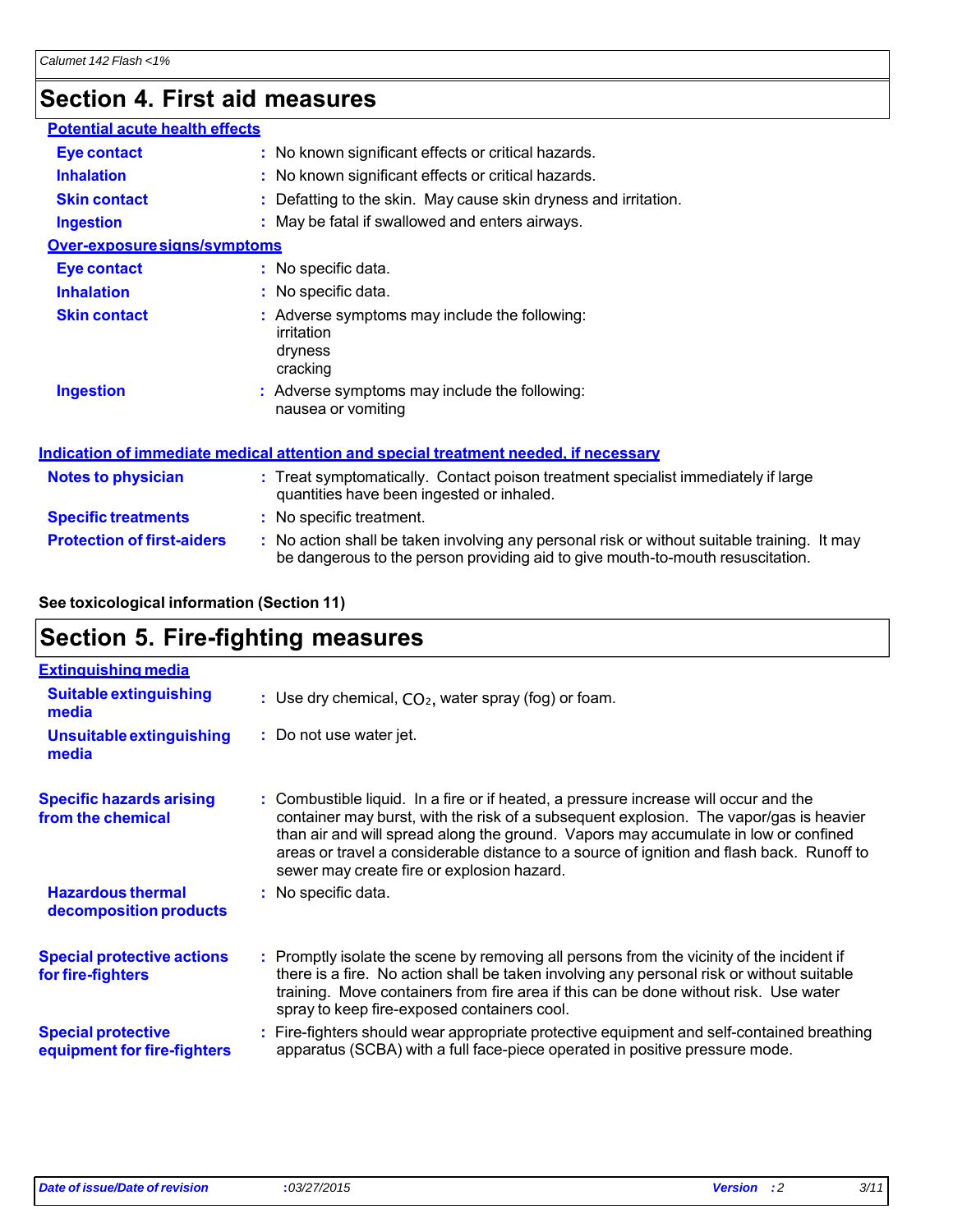## Section 4. First aid measures

**Potential acute health effects**

| | |
|---|---|
| **Eye contact** | No known significant effects or critical hazards. |
| **Inhalation** | No known significant effects or critical hazards. |
| **Skin contact** | Defatting to the skin. May cause skin dryness and irritation. |
| **Ingestion** | May be fatal if swallowed and enters airways. |

**Over-exposure signs/symptoms**

| | |
|---|---|
| **Eye contact** | No specific data. |
| **Inhalation** | No specific data. |
| **Skin contact** | Adverse symptoms may include the following:<br>irritation<br>dryness<br>cracking |
| **Ingestion** | Adverse symptoms may include the following:<br>nausea or vomiting |

**Indication of immediate medical attention and special treatment needed, if necessary**

| | |
|---|---|
| **Notes to physician** | Treat symptomatically. Contact poison treatment specialist immediately if large quantities have been ingested or inhaled. |
| **Specific treatments** | No specific treatment. |
| **Protection of first-aiders** | No action shall be taken involving any personal risk or without suitable training. It may be dangerous to the person providing aid to give mouth-to-mouth resuscitation. |

**See toxicological information (Section 11)**

## Section 5. Fire-fighting measures

**Extinguishing media**

| | |
|---|---|
| **Suitable extinguishing media** | Use dry chemical, $CO_2$, water spray (fog) or foam. |
| **Unsuitable extinguishing media** | Do not use water jet. |
| **Specific hazards arising from the chemical** | Combustible liquid. In a fire or if heated, a pressure increase will occur and the container may burst, with the risk of a subsequent explosion. The vapor/gas is heavier than air and will spread along the ground. Vapors may accumulate in low or confined areas or travel a considerable distance to a source of ignition and flash back. Runoff to sewer may create fire or explosion hazard. |
| **Hazardous thermal decomposition products** | No specific data. |
| **Special protective actions for fire-fighters** | Promptly isolate the scene by removing all persons from the vicinity of the incident if there is a fire. No action shall be taken involving any personal risk or without suitable training. Move containers from fire area if this can be done without risk. Use water spray to keep fire-exposed containers cool. |
| **Special protective equipment for fire-fighters** | Fire-fighters should wear appropriate protective equipment and self-contained breathing apparatus (SCBA) with a full face-piece operated in positive pressure mode. |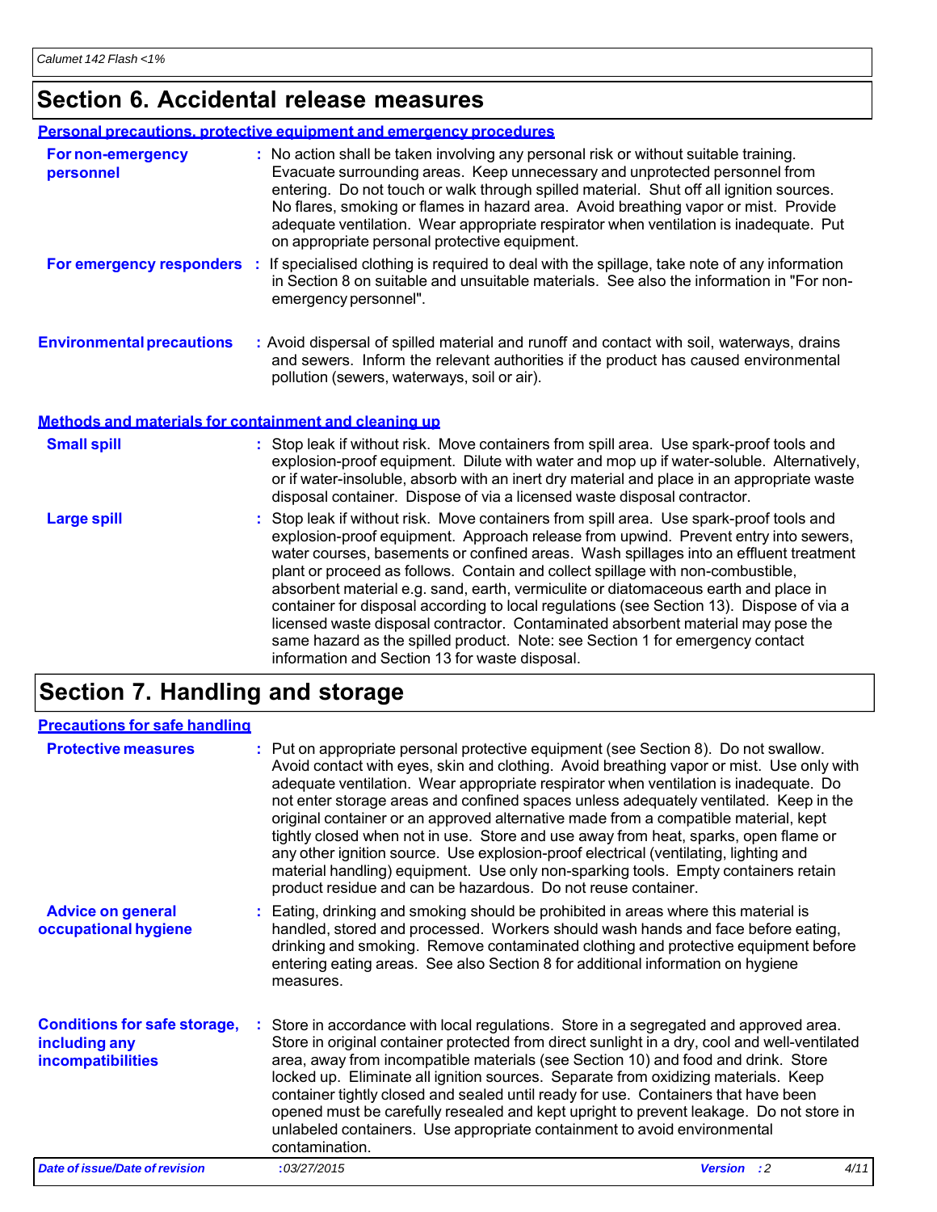## Section 6. Accidental release measures

### Personal precautions, protective equipment and emergency procedures

**For non-emergency personnel** : No action shall be taken involving any personal risk or without suitable training. Evacuate surrounding areas. Keep unnecessary and unprotected personnel from entering. Do not touch or walk through spilled material. Shut off all ignition sources. No flares, smoking or flames in hazard area. Avoid breathing vapor or mist. Provide adequate ventilation. Wear appropriate respirator when ventilation is inadequate. Put on appropriate personal protective equipment.

**For emergency responders** : If specialised clothing is required to deal with the spillage, take note of any information in Section 8 on suitable and unsuitable materials. See also the information in "For non-emergency personnel".

**Environmental precautions** : Avoid dispersal of spilled material and runoff and contact with soil, waterways, drains and sewers. Inform the relevant authorities if the product has caused environmental pollution (sewers, waterways, soil or air).

### Methods and materials for containment and cleaning up

**Small spill** : Stop leak if without risk. Move containers from spill area. Use spark-proof tools and explosion-proof equipment. Dilute with water and mop up if water-soluble. Alternatively, or if water-insoluble, absorb with an inert dry material and place in an appropriate waste disposal container. Dispose of via a licensed waste disposal contractor.

**Large spill** : Stop leak if without risk. Move containers from spill area. Use spark-proof tools and explosion-proof equipment. Approach release from upwind. Prevent entry into sewers, water courses, basements or confined areas. Wash spillages into an effluent treatment plant or proceed as follows. Contain and collect spillage with non-combustible, absorbent material e.g. sand, earth, vermiculite or diatomaceous earth and place in container for disposal according to local regulations (see Section 13). Dispose of via a licensed waste disposal contractor. Contaminated absorbent material may pose the same hazard as the spilled product. Note: see Section 1 for emergency contact information and Section 13 for waste disposal.

## Section 7. Handling and storage

### Precautions for safe handling

**Protective measures** : Put on appropriate personal protective equipment (see Section 8). Do not swallow. Avoid contact with eyes, skin and clothing. Avoid breathing vapor or mist. Use only with adequate ventilation. Wear appropriate respirator when ventilation is inadequate. Do not enter storage areas and confined spaces unless adequately ventilated. Keep in the original container or an approved alternative made from a compatible material, kept tightly closed when not in use. Store and use away from heat, sparks, open flame or any other ignition source. Use explosion-proof electrical (ventilating, lighting and material handling) equipment. Use only non-sparking tools. Empty containers retain product residue and can be hazardous. Do not reuse container.

**Advice on general occupational hygiene** : Eating, drinking and smoking should be prohibited in areas where this material is handled, stored and processed. Workers should wash hands and face before eating, drinking and smoking. Remove contaminated clothing and protective equipment before entering eating areas. See also Section 8 for additional information on hygiene measures.

**Conditions for safe storage, including any incompatibilities** : Store in accordance with local regulations. Store in a segregated and approved area. Store in original container protected from direct sunlight in a dry, cool and well-ventilated area, away from incompatible materials (see Section 10) and food and drink. Store locked up. Eliminate all ignition sources. Separate from oxidizing materials. Keep container tightly closed and sealed until ready for use. Containers that have been opened must be carefully resealed and kept upright to prevent leakage. Do not store in unlabeled containers. Use appropriate containment to avoid environmental contamination.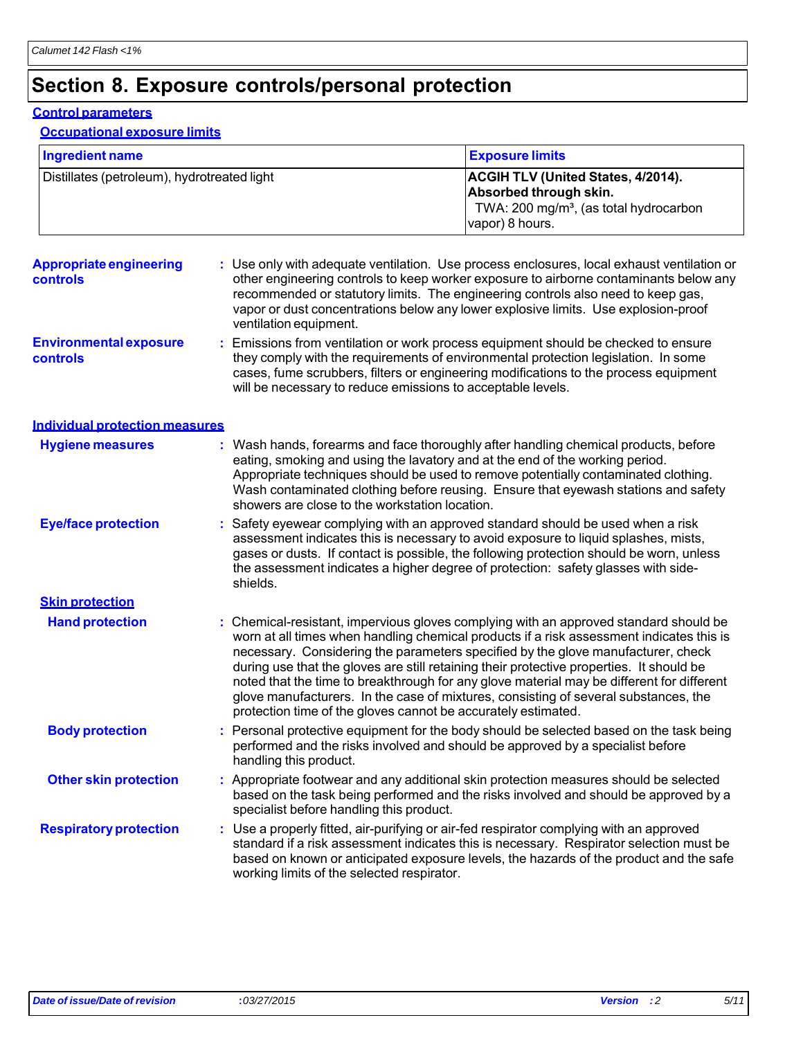# Section 8. Exposure controls/personal protection

## Control parameters

### Occupational exposure limits

| Ingredient name | Exposure limits |
|---|---|
| Distillates (petroleum), hydrotreated light | **ACGIH TLV (United States, 4/2014). Absorbed through skin.** TWA: 200 mg/m³, (as total hydrocarbon vapor) 8 hours. |

**Appropriate engineering controls** : Use only with adequate ventilation. Use process enclosures, local exhaust ventilation or other engineering controls to keep worker exposure to airborne contaminants below any recommended or statutory limits. The engineering controls also need to keep gas, vapor or dust concentrations below any lower explosive limits. Use explosion-proof ventilation equipment.

**Environmental exposure controls** : Emissions from ventilation or work process equipment should be checked to ensure they comply with the requirements of environmental protection legislation. In some cases, fume scrubbers, filters or engineering modifications to the process equipment will be necessary to reduce emissions to acceptable levels.

## Individual protection measures

**Hygiene measures** : Wash hands, forearms and face thoroughly after handling chemical products, before eating, smoking and using the lavatory and at the end of the working period. Appropriate techniques should be used to remove potentially contaminated clothing. Wash contaminated clothing before reusing. Ensure that eyewash stations and safety showers are close to the workstation location.

**Eye/face protection** : Safety eyewear complying with an approved standard should be used when a risk assessment indicates this is necessary to avoid exposure to liquid splashes, mists, gases or dusts. If contact is possible, the following protection should be worn, unless the assessment indicates a higher degree of protection: safety glasses with side-shields.

### Skin protection

**Hand protection** : Chemical-resistant, impervious gloves complying with an approved standard should be worn at all times when handling chemical products if a risk assessment indicates this is necessary. Considering the parameters specified by the glove manufacturer, check during use that the gloves are still retaining their protective properties. It should be noted that the time to breakthrough for any glove material may be different for different glove manufacturers. In the case of mixtures, consisting of several substances, the protection time of the gloves cannot be accurately estimated.

**Body protection** : Personal protective equipment for the body should be selected based on the task being performed and the risks involved and should be approved by a specialist before handling this product.

**Other skin protection** : Appropriate footwear and any additional skin protection measures should be selected based on the task being performed and the risks involved and should be approved by a specialist before handling this product.

**Respiratory protection** : Use a properly fitted, air-purifying or air-fed respirator complying with an approved standard if a risk assessment indicates this is necessary. Respirator selection must be based on known or anticipated exposure levels, the hazards of the product and the safe working limits of the selected respirator.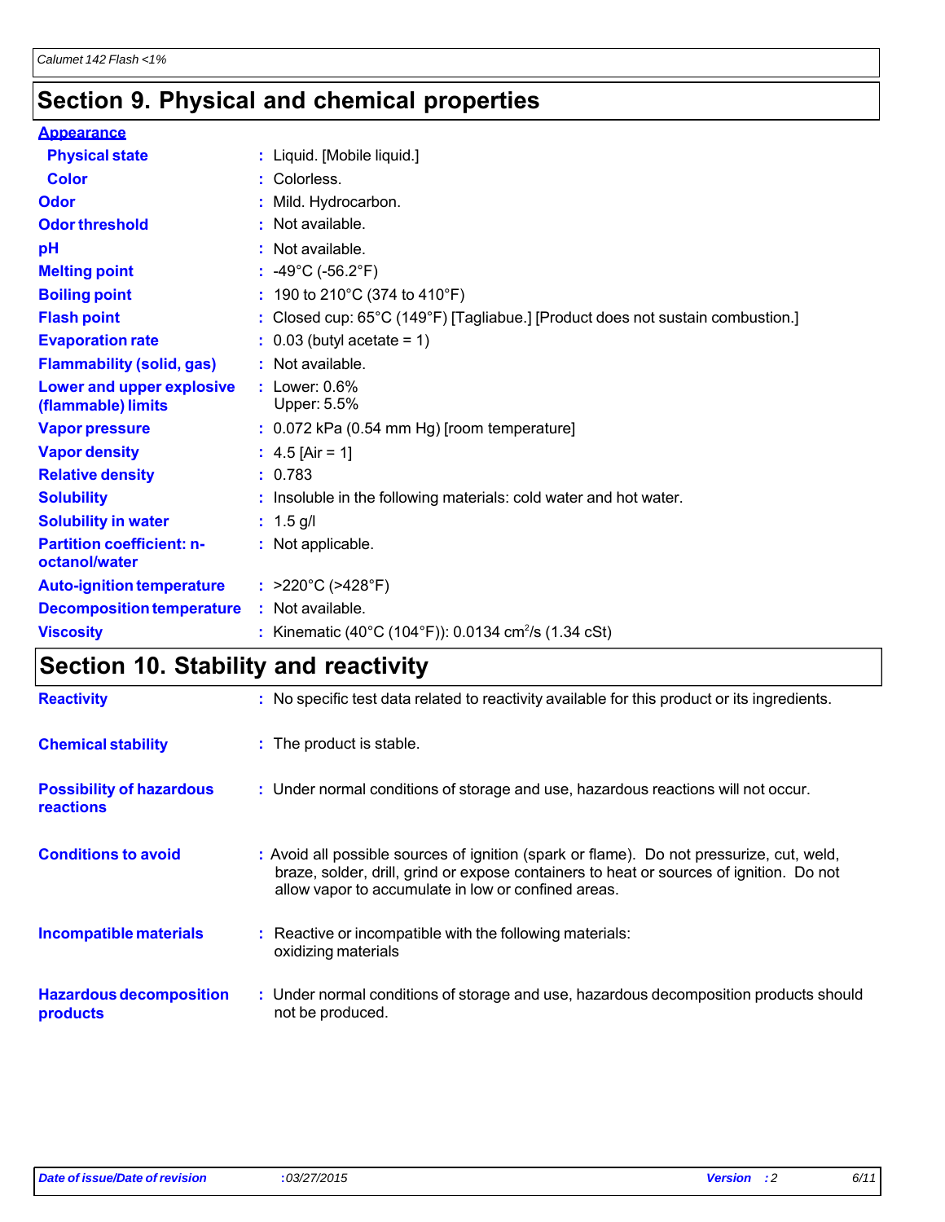## Section 9. Physical and chemical properties

**Appearance**

| | |
|---|---|
| **Physical state** | : Liquid. [Mobile liquid.] |
| **Color** | : Colorless. |
| **Odor** | : Mild. Hydrocarbon. |
| **Odor threshold** | : Not available. |
| **pH** | : Not available. |
| **Melting point** | : -49°C (-56.2°F) |
| **Boiling point** | : 190 to 210°C (374 to 410°F) |
| **Flash point** | : Closed cup: 65°C (149°F) [Tagliabue.] [Product does not sustain combustion.] |
| **Evaporation rate** | : 0.03 (butyl acetate = 1) |
| **Flammability (solid, gas)** | : Not available. |
| **Lower and upper explosive (flammable) limits** | : Lower: 0.6%<br>Upper: 5.5% |
| **Vapor pressure** | : 0.072 kPa (0.54 mm Hg) [room temperature] |
| **Vapor density** | : 4.5 [Air = 1] |
| **Relative density** | : 0.783 |
| **Solubility** | : Insoluble in the following materials: cold water and hot water. |
| **Solubility in water** | : 1.5 g/l |
| **Partition coefficient: n-octanol/water** | : Not applicable. |
| **Auto-ignition temperature** | : >220°C (>428°F) |
| **Decomposition temperature** | : Not available. |
| **Viscosity** | : Kinematic (40°C (104°F)): 0.0134 $cm^2/s$ (1.34 cSt) |

## Section 10. Stability and reactivity

| | |
|---|---|
| **Reactivity** | : No specific test data related to reactivity available for this product or its ingredients. |
| **Chemical stability** | : The product is stable. |
| **Possibility of hazardous reactions** | : Under normal conditions of storage and use, hazardous reactions will not occur. |
| **Conditions to avoid** | : Avoid all possible sources of ignition (spark or flame). Do not pressurize, cut, weld, braze, solder, drill, grind or expose containers to heat or sources of ignition. Do not allow vapor to accumulate in low or confined areas. |
| **Incompatible materials** | : Reactive or incompatible with the following materials:<br>oxidizing materials |
| **Hazardous decomposition products** | : Under normal conditions of storage and use, hazardous decomposition products should not be produced. |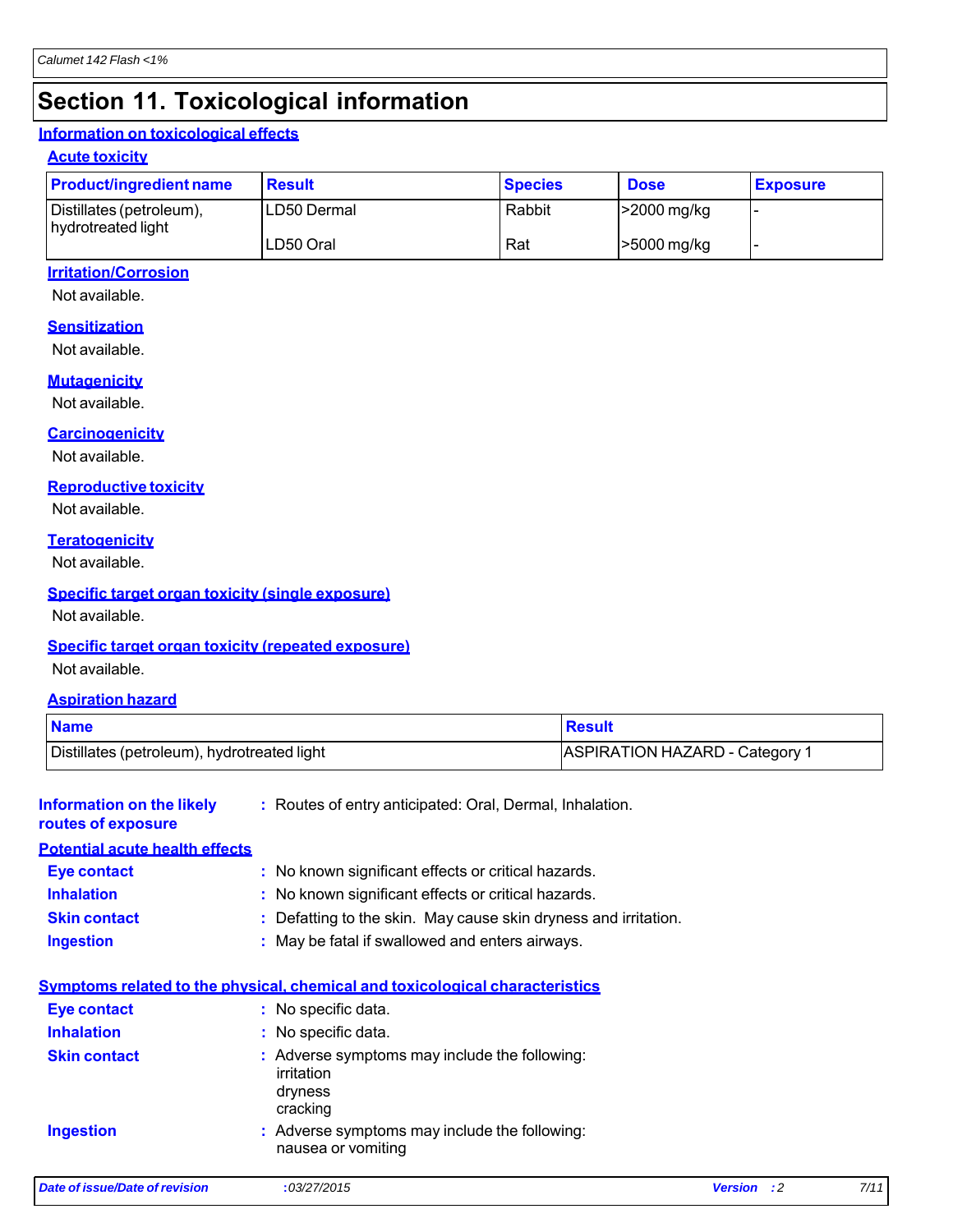# Section 11. Toxicological information

## Information on toxicological effects

### Acute toxicity

| Product/ingredient name | Result | Species | Dose | Exposure |
|---|---|---|---|---|
| Distillates (petroleum), hydrotreated light | LD50 Dermal | Rabbit | >2000 mg/kg | - |
| | LD50 Oral | Rat | >5000 mg/kg | - |

### Irritation/Corrosion

Not available.

### Sensitization

Not available.

### Mutagenicity

Not available.

### Carcinogenicity

Not available.

### Reproductive toxicity

Not available.

### Teratogenicity

Not available.

### Specific target organ toxicity (single exposure)

Not available.

### Specific target organ toxicity (repeated exposure)

Not available.

### Aspiration hazard

| Name | Result |
|---|---|
| Distillates (petroleum), hydrotreated light | ASPIRATION HAZARD - Category 1 |

**Information on the likely routes of exposure** : Routes of entry anticipated: Oral, Dermal, Inhalation.

## Potential acute health effects

**Eye contact** : No known significant effects or critical hazards.

**Inhalation** : No known significant effects or critical hazards.

**Skin contact** : Defatting to the skin. May cause skin dryness and irritation.

**Ingestion** : May be fatal if swallowed and enters airways.

## Symptoms related to the physical, chemical and toxicological characteristics

**Eye contact** : No specific data.

**Inhalation** : No specific data.

**Skin contact** : Adverse symptoms may include the following:
irritation
dryness
cracking

**Ingestion** : Adverse symptoms may include the following:
nausea or vomiting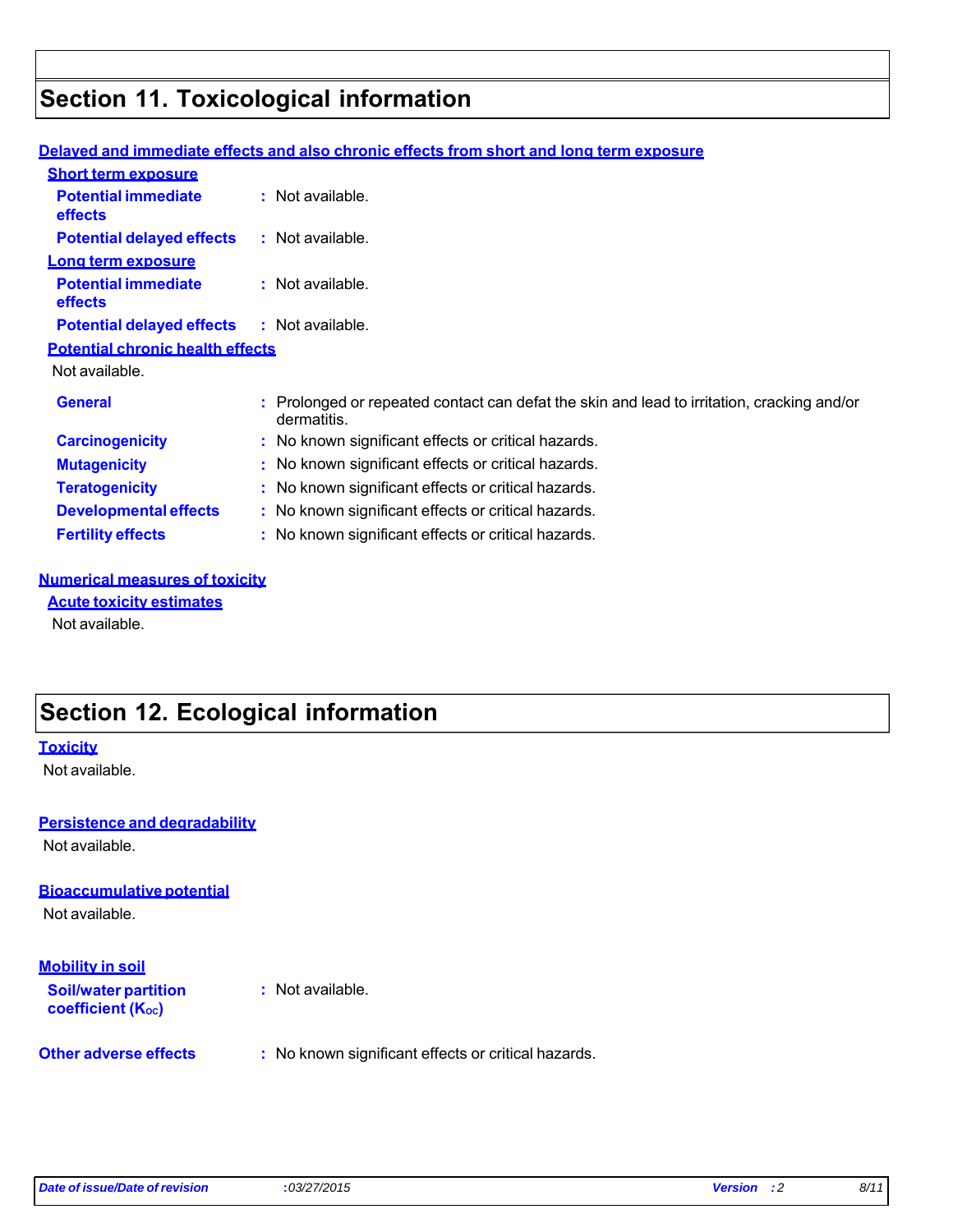## Section 11. Toxicological information

### Delayed and immediate effects and also chronic effects from short and long term exposure

#### Short term exposure

**Potential immediate effects** : Not available.

**Potential delayed effects** : Not available.

#### Long term exposure

**Potential immediate effects** : Not available.

**Potential delayed effects** : Not available.

#### Potential chronic health effects

Not available.

**General** : Prolonged or repeated contact can defat the skin and lead to irritation, cracking and/or dermatitis.

**Carcinogenicity** : No known significant effects or critical hazards.

**Mutagenicity** : No known significant effects or critical hazards.

**Teratogenicity** : No known significant effects or critical hazards.

**Developmental effects** : No known significant effects or critical hazards.

**Fertility effects** : No known significant effects or critical hazards.

### Numerical measures of toxicity

#### Acute toxicity estimates

Not available.

## Section 12. Ecological information

### Toxicity

Not available.

### Persistence and degradability

Not available.

### Bioaccumulative potential

Not available.

### Mobility in soil

**Soil/water partition coefficient ($K_{OC}$)** : Not available.

**Other adverse effects** : No known significant effects or critical hazards.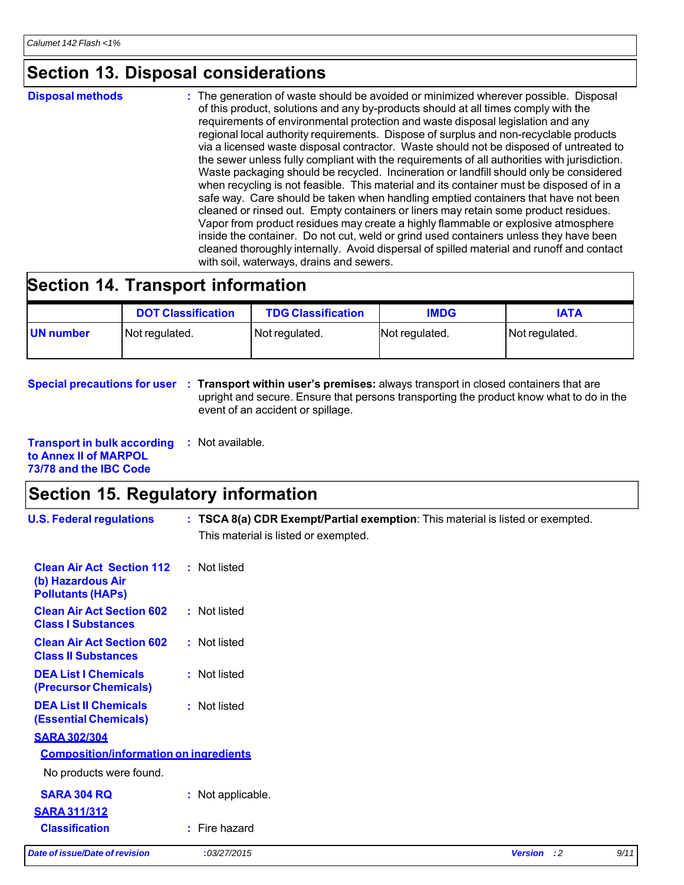## Section 13. Disposal considerations

**Disposal methods** : The generation of waste should be avoided or minimized wherever possible. Disposal of this product, solutions and any by-products should at all times comply with the requirements of environmental protection and waste disposal legislation and any regional local authority requirements. Dispose of surplus and non-recyclable products via a licensed waste disposal contractor. Waste should not be disposed of untreated to the sewer unless fully compliant with the requirements of all authorities with jurisdiction. Waste packaging should be recycled. Incineration or landfill should only be considered when recycling is not feasible. This material and its container must be disposed of in a safe way. Care should be taken when handling emptied containers that have not been cleaned or rinsed out. Empty containers or liners may retain some product residues. Vapor from product residues may create a highly flammable or explosive atmosphere inside the container. Do not cut, weld or grind used containers unless they have been cleaned thoroughly internally. Avoid dispersal of spilled material and runoff and contact with soil, waterways, drains and sewers.

## Section 14. Transport information

| | DOT Classification | TDG Classification | IMDG | IATA |
|---|---|---|---|---|
| **UN number** | Not regulated. | Not regulated. | Not regulated. | Not regulated. |

**Special precautions for user** : **Transport within user's premises:** always transport in closed containers that are upright and secure. Ensure that persons transporting the product know what to do in the event of an accident or spillage.

**Transport in bulk according to Annex II of MARPOL 73/78 and the IBC Code** : Not available.

## Section 15. Regulatory information

**U.S. Federal regulations** : **TSCA 8(a) CDR Exempt/Partial exemption**: This material is listed or exempted.

This material is listed or exempted.

**Clean Air Act Section 112 (b) Hazardous Air Pollutants (HAPs)** : Not listed

**Clean Air Act Section 602 Class I Substances** : Not listed

**Clean Air Act Section 602 Class II Substances** : Not listed

**DEA List I Chemicals (Precursor Chemicals)** : Not listed

**DEA List II Chemicals (Essential Chemicals)** : Not listed

**SARA 302/304**

**Composition/information on ingredients**

No products were found.

**SARA 304 RQ** : Not applicable.

**SARA 311/312**

**Classification** : Fire hazard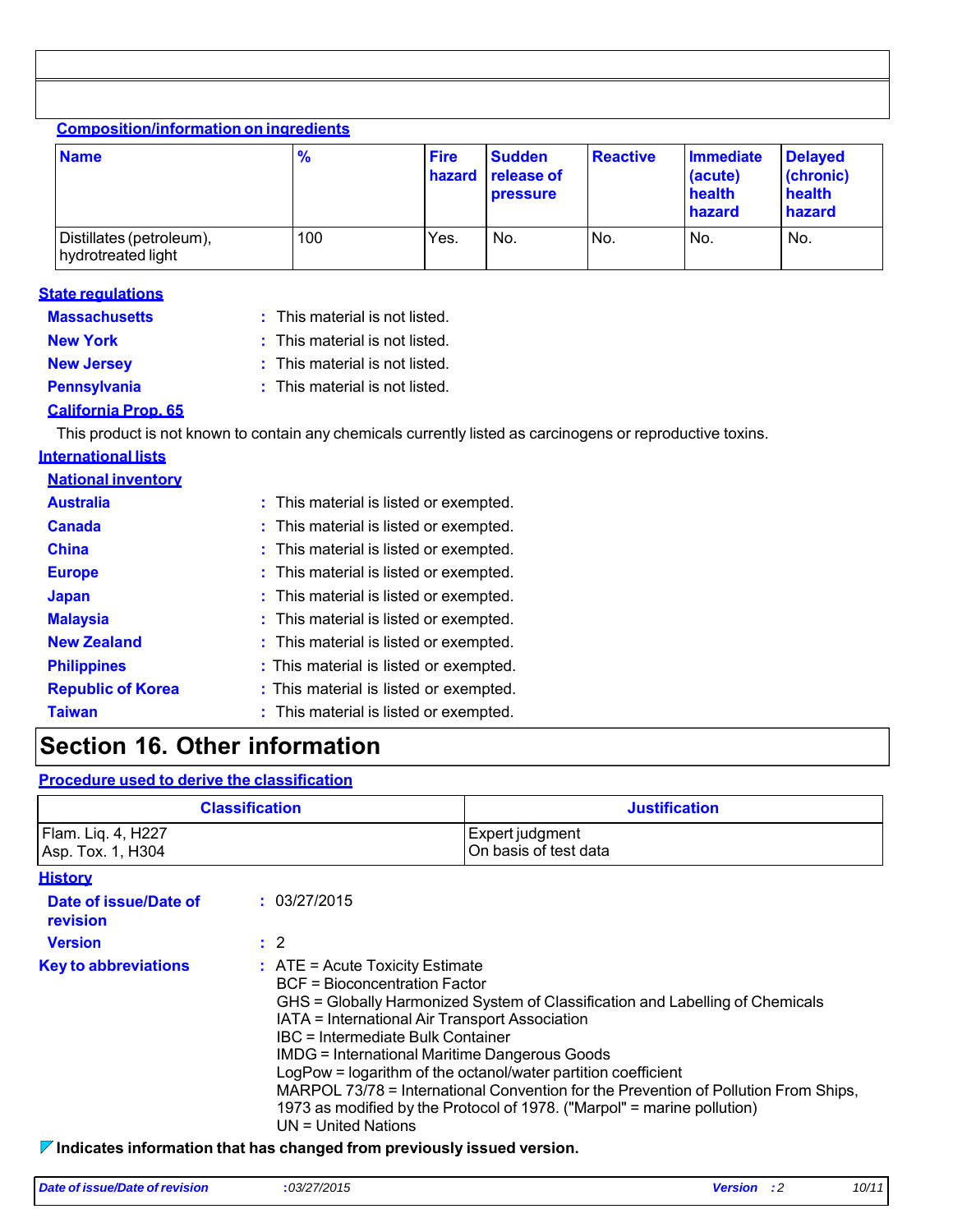### Composition/information on ingredients

| Name | % | Fire hazard | Sudden release of pressure | Reactive | Immediate (acute) health hazard | Delayed (chronic) health hazard |
|---|---|---|---|---|---|---|
| Distillates (petroleum), hydrotreated light | 100 | Yes. | No. | No. | No. | No. |

### State regulations

**Massachusetts** : This material is not listed.

**New York** : This material is not listed.

**New Jersey** : This material is not listed.

**Pennsylvania** : This material is not listed.

#### California Prop. 65

This product is not known to contain any chemicals currently listed as carcinogens or reproductive toxins.

### International lists

#### National inventory

**Australia** : This material is listed or exempted.

**Canada** : This material is listed or exempted.

**China** : This material is listed or exempted.

**Europe** : This material is listed or exempted.

**Japan** : This material is listed or exempted.

**Malaysia** : This material is listed or exempted.

**New Zealand** : This material is listed or exempted.

**Philippines** : This material is listed or exempted.

**Republic of Korea** : This material is listed or exempted.

**Taiwan** : This material is listed or exempted.

## Section 16. Other information

### Procedure used to derive the classification

| Classification | Justification |
|---|---|
| Flam. Liq. 4, H227<br>Asp. Tox. 1, H304 | Expert judgment<br>On basis of test data |

### History

**Date of issue/Date of revision** : 03/27/2015

**Version** : 2

**Key to abbreviations** : ATE = Acute Toxicity Estimate
BCF = Bioconcentration Factor
GHS = Globally Harmonized System of Classification and Labelling of Chemicals
IATA = International Air Transport Association
IBC = Intermediate Bulk Container
IMDG = International Maritime Dangerous Goods
LogPow = logarithm of the octanol/water partition coefficient
MARPOL 73/78 = International Convention for the Prevention of Pollution From Ships, 1973 as modified by the Protocol of 1978. ("Marpol" = marine pollution)
UN = United Nations

**Indicates information that has changed from previously issued version.**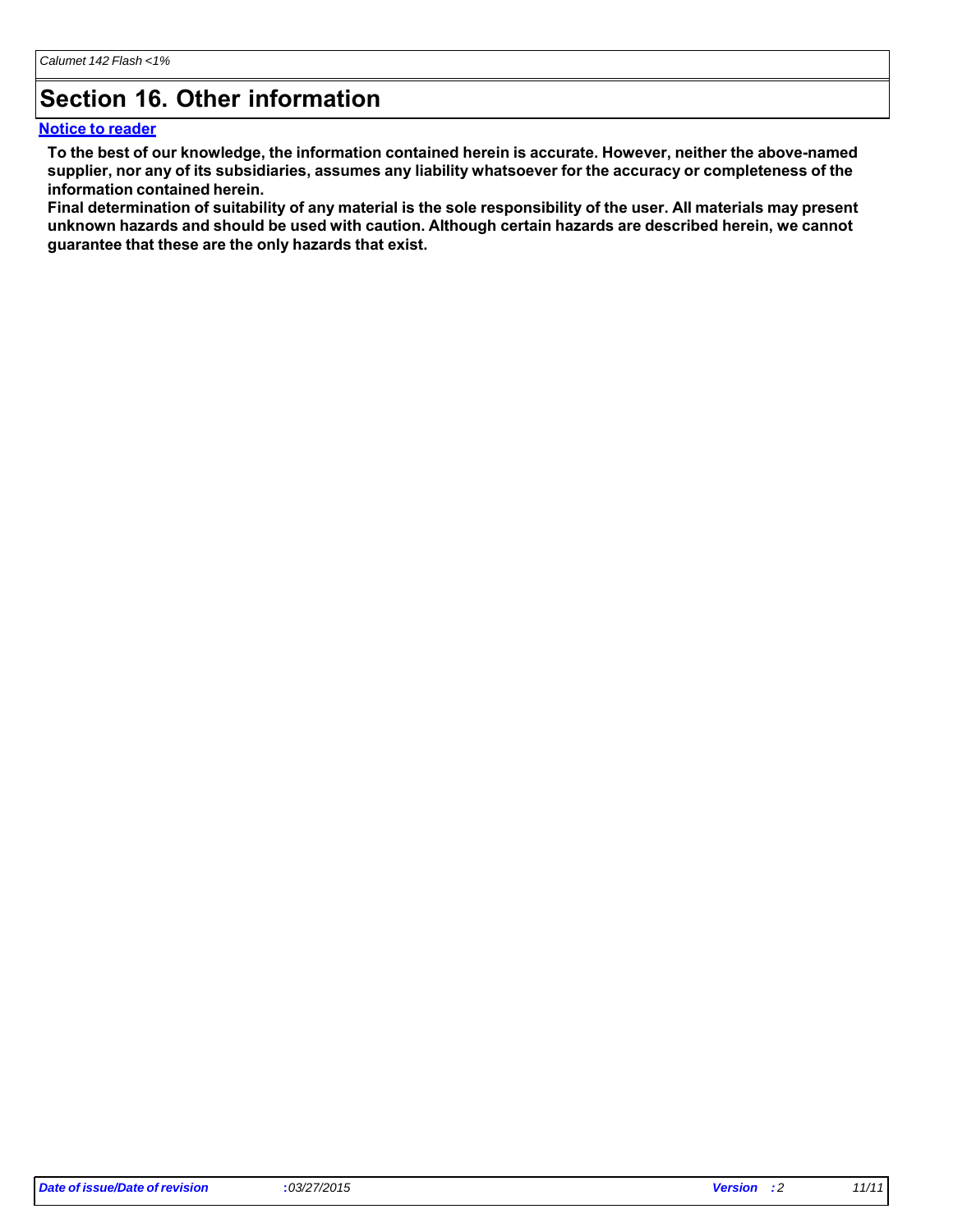# Section 16. Other information

**Notice to reader**

**To the best of our knowledge, the information contained herein is accurate. However, neither the above-named supplier, nor any of its subsidiaries, assumes any liability whatsoever for the accuracy or completeness of the information contained herein.**

**Final determination of suitability of any material is the sole responsibility of the user. All materials may present unknown hazards and should be used with caution. Although certain hazards are described herein, we cannot guarantee that these are the only hazards that exist.**